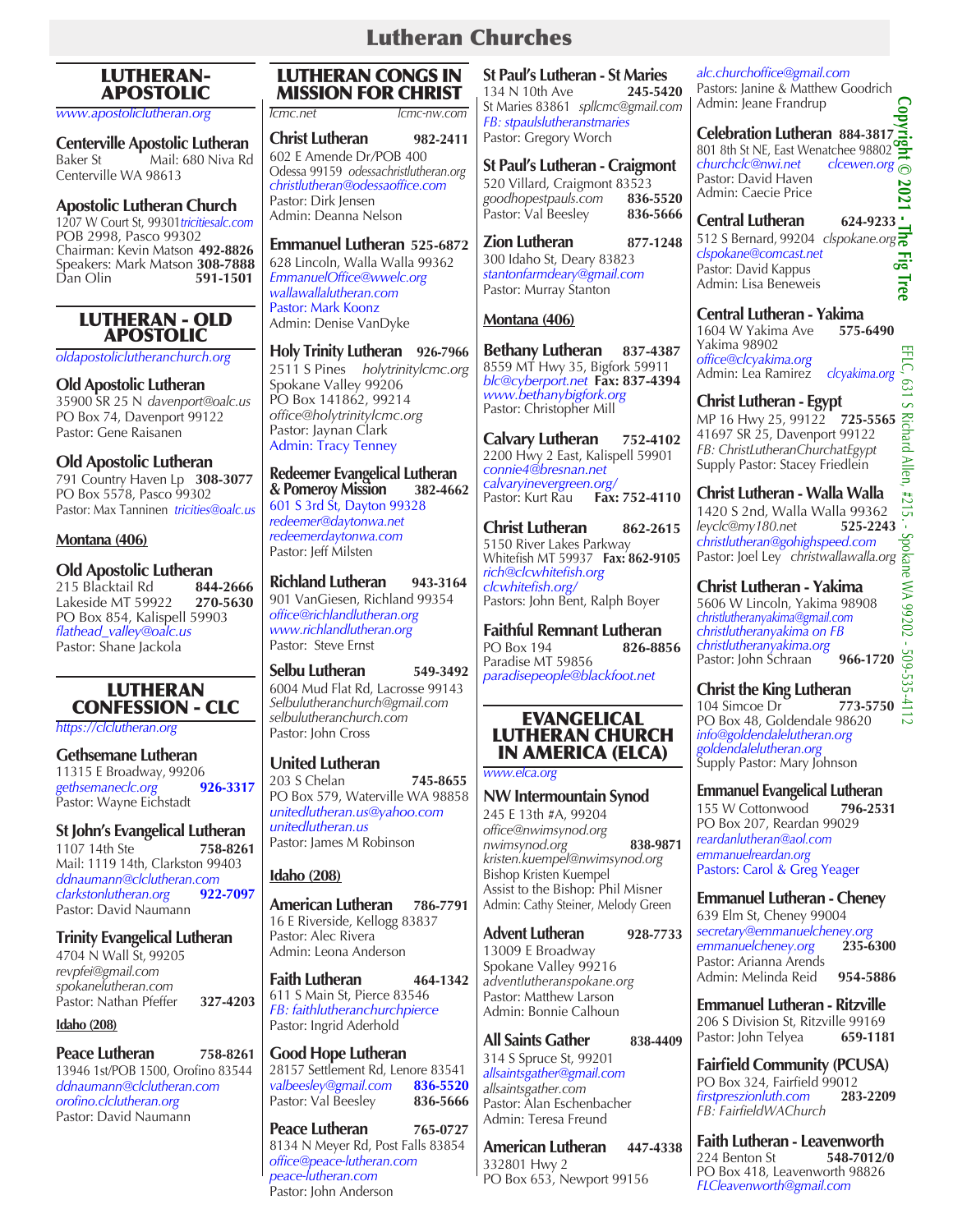# Lutheran Churches

## LUTHERAN-APOSTOLIC

*www.apostoliclutheran.org*

**Centerville Apostolic Lutheran**
Baker St Mail: 680 Niva Rd
Centerville WA 98613

**Apostolic Lutheran Church**
1207 W Court St, 99301 *tricitiesalc.com*
POB 2998, Pasco 99302
Chairman: Kevin Matson **492-8826**
Speakers: Mark Matson **308-7888**
Dan Olin **591-1501**

## LUTHERAN - OLD APOSTOLIC

*oldapostoliclutheranchurch.org*

**Old Apostolic Lutheran**
35900 SR 25 N *davenport@oalc.us*
PO Box 74, Davenport 99122
Pastor: Gene Raisanen

**Old Apostolic Lutheran**
791 Country Haven Lp **308-3077**
PO Box 5578, Pasco 99302
Pastor: Max Tanninen *tricities@oalc.us*

**Montana (406)**

**Old Apostolic Lutheran**
215 Blacktail Rd **844-2666**
Lakeside MT 59922 **270-5630**
PO Box 854, Kalispell 59903
*flathead_valley@oalc.us*
Pastor: Shane Jackola

## LUTHERAN CONFESSION - CLC

*https://clclutheran.org*

**Gethsemane Lutheran**
11315 E Broadway, 99206
*gethsemaneclc.org* **926-3317**
Pastor: Wayne Eichstadt

**St John's Evangelical Lutheran**
1107 14th Ste **758-8261**
Mail: 1119 14th, Clarkston 99403
*ddnaumann@clclutheran.com*
*clarkstonlutheran.org* **922-7097**
Pastor: David Naumann

**Trinity Evangelical Lutheran**
4704 N Wall St, 99205
*revpfei@gmail.com*
*spokanelutheran.com*
Pastor: Nathan Pfeffer **327-4203**

**Idaho (208)**

**Peace Lutheran** **758-8261**
13946 1st/POB 1500, Orofino 83544
*ddnaumann@clclutheran.com*
*orofino.clclutheran.org*
Pastor: David Naumann

## LUTHERAN CONGS IN MISSION FOR CHRIST

*lcmc.net* *lcmc-nw.com*

**Christ Lutheran** **982-2411**
602 E Amende Dr/POB 400
Odessa 99159 *odessachristlutheran.org*
*christlutheran@odessaoffice.com*
Pastor: Dirk Jensen
Admin: Deanna Nelson

**Emmanuel Lutheran** **525-6872**
628 Lincoln, Walla Walla 99362
*EmmanuelOffice@wwelc.org*
*wallawallalutheran.com*
Pastor: Mark Koonz
Admin: Denise VanDyke

**Holy Trinity Lutheran** **926-7966**
2511 S Pines *holytrinitylcmc.org*
Spokane Valley 99206
PO Box 141862, 99214
*office@holytrinitylcmc.org*
Pastor: Jaynan Clark
Admin: Tracy Tenney

**Redeemer Evangelical Lutheran & Pomeroy Mission** **382-4662**
601 S 3rd St, Dayton 99328
*redeemer@daytonwa.net*
*redeemerdaytonwa.com*
Pastor: Jeff Milsten

**Richland Lutheran** **943-3164**
901 VanGiesen, Richland 99354
*office@richlandlutheran.org*
*www.richlandlutheran.org*
Pastor: Steve Ernst

**Selbu Lutheran** **549-3492**
6004 Mud Flat Rd, Lacrosse 99143
*Selbulutheranchurch@gmail.com*
*selbulutheranchurch.com*
Pastor: John Cross

**United Lutheran**
203 S Chelan **745-8655**
PO Box 579, Waterville WA 98858
*unitedlutheran.us@yahoo.com*
*unitedlutheran.us*
Pastor: James M Robinson

**Idaho (208)**

**American Lutheran** **786-7791**
16 E Riverside, Kellogg 83837
Pastor: Alec Rivera
Admin: Leona Anderson

**Faith Lutheran** **464-1342**
611 S Main St, Pierce 83546
*FB: faithlutheranchurchpierce*
Pastor: Ingrid Aderhold

**Good Hope Lutheran**
28157 Settlement Rd, Lenore 83541
*valbeesley@gmail.com* **836-5520**
Pastor: Val Beesley **836-5666**

**Peace Lutheran** **765-0727**
8134 N Meyer Rd, Post Falls 83854
*office@peace-lutheran.com*
*peace-lutheran.com*
Pastor: John Anderson

**St Paul's Lutheran - St Maries**
134 N 10th Ave **245-5420**
St Maries 83861 *spllcmc@gmail.com*
*FB: stpaulslutheranstmaries*
Pastor: Gregory Worch

**St Paul's Lutheran - Craigmont**
520 Villard, Craigmont 83523
*goodhopestpauls.com* **836-5520**
Pastor: Val Beesley **836-5666**

**Zion Lutheran** **877-1248**
300 Idaho St, Deary 83823
*stantonfarmdeary@gmail.com*
Pastor: Murray Stanton

**Montana (406)**

**Bethany Lutheran** **837-4387**
8559 MT Hwy 35, Bigfork 59911
*blc@cyberport.net* **Fax: 837-4394**
*www.bethanybigfork.org*
Pastor: Christopher Mill

**Calvary Lutheran** **752-4102**
2200 Hwy 2 East, Kalispell 59901
*connie4@bresnan.net*
*calvaryinevergreen.org/*
Pastor: Kurt Rau **Fax: 752-4110**

**Christ Lutheran** **862-2615**
5150 River Lakes Parkway
Whitefish MT 59937 **Fax: 862-9105**
*rich@clcwhitefish.org*
*clcwhitefish.org/*
Pastors: John Bent, Ralph Boyer

**Faithful Remnant Lutheran**
PO Box 194 **826-8856**
Paradise MT 59856
*paradisepeople@blackfoot.net*

## EVANGELICAL LUTHERAN CHURCH IN AMERICA (ELCA)

*www.elca.org*

**NW Intermountain Synod**
245 E 13th #A, 99204
*office@nwimsynod.org*
*nwimsynod.org* **838-9871**
*kristen.kuempel@nwimsynod.org*
Bishop Kristen Kuempel
Assist to the Bishop: Phil Misner
Admin: Cathy Steiner, Melody Green

**Advent Lutheran** **928-7733**
13009 E Broadway
Spokane Valley 99216
*adventlutheranspokane.org*
Pastor: Matthew Larson
Admin: Bonnie Calhoun

**All Saints Gather** **838-4409**
314 S Spruce St, 99201
*allsaintsgather@gmail.com*
*allsaintsgather.com*
Pastor: Alan Eschenbacher
Admin: Teresa Freund

**American Lutheran** **447-4338**
332801 Hwy 2
PO Box 653, Newport 99156
*alc.churchoffice@gmail.com*
Pastors: Janine & Matthew Goodrich
Admin: Jeane Frandrup

**Celebration Lutheran** **884-3817**
801 8th St NE, East Wenatchee 98802
*churchclc@nwi.net* *clcewen.org*
Pastor: David Haven
Admin: Caecie Price

**Central Lutheran** **624-9233**
512 S Bernard, 99204 *clspokane.org*
*clspokane@comcast.net*
Pastor: David Kappus
Admin: Lisa Beneweis

**Central Lutheran - Yakima**
1604 W Yakima Ave **575-6490**
Yakima 98902
*office@clcyakima.org*
Admin: Lea Ramirez *clcyakima.org*

**Christ Lutheran - Egypt**
MP 16 Hwy 25, 99122 **725-5565**
41697 SR 25, Davenport 99122
*FB: ChristLutheranChurchatEgypt*
Supply Pastor: Stacey Friedlein

**Christ Lutheran - Walla Walla**
1420 S 2nd, Walla Walla 99362
*leyclc@my180.net* **525-2243**
*christlutheran@gohighspeed.com*
Pastor: Joel Ley *christwallawalla.org*

**Christ Lutheran - Yakima**
5606 W Lincoln, Yakima 98908
*christlutheranyakima@gmail.com*
*christlutheranyakima on FB*
*christlutheranyakima.org*
Pastor: John Schraan **966-1720**

**Christ the King Lutheran**
104 Simcoe Dr **773-5750**
PO Box 48, Goldendale 98620
*info@goldendalelutheran.org*
*goldendalelutheran.org*
Supply Pastor: Mary Johnson

**Emmanuel Evangelical Lutheran**
155 W Cottonwood **796-2531**
PO Box 207, Reardan 99029
*reardanlutheran@aol.com*
*emmanuelreardan.org*
Pastors: Carol & Greg Yeager

**Emmanuel Lutheran - Cheney**
639 Elm St, Cheney 99004
*secretary@emmanuelcheney.org*
*emmanuelcheney.org* **235-6300**
Pastor: Arianna Arends
Admin: Melinda Reid **954-5886**

**Emmanuel Lutheran - Ritzville**
206 S Division St, Ritzville 99169
Pastor: John Telyea **659-1181**

**Fairfield Community (PCUSA)**
PO Box 324, Fairfield 99012
*firstpreszionluth.com* **283-2209**
*FB: FairfieldWAChurch*

**Faith Lutheran - Leavenworth**
224 Benton St **548-7012/0**
PO Box 418, Leavenworth 98826
*FLCleavenworth@gmail.com*

Copyright © 2021 - The Fig Tree
EFLC, 631 S Richard Allen, #215, - Spokane WA 99202 - 509-535-4112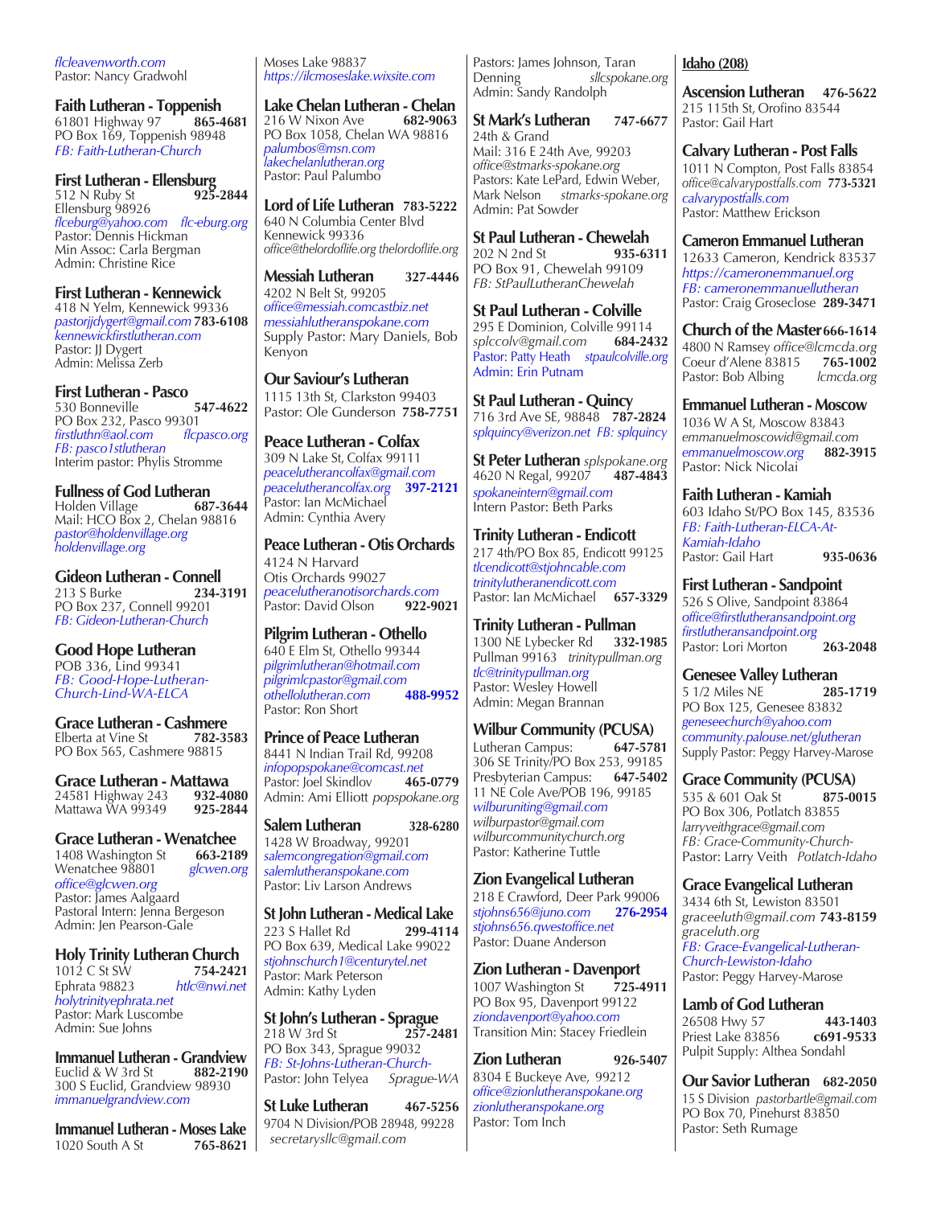*flcleavenworth.com*
Pastor: Nancy Gradwohl

**Faith Lutheran - Toppenish**
61801 Highway 97 **865-4681**
PO Box 169, Toppenish 98948
*FB: Faith-Lutheran-Church*

**First Lutheran - Ellensburg**
512 N Ruby St **925-2844**
Ellensburg 98926
*flceburg@yahoo.com* *flc-eburg.org*
Pastor: Dennis Hickman
Min Assoc: Carla Bergman
Admin: Christine Rice

**First Lutheran - Kennewick**
418 N Yelm, Kennewick 99336
*pastorjjdygert@gmail.com* **783-6108**
*kennewickfirstlutheran.com*
Pastor: JJ Dygert
Admin: Melissa Zerb

**First Lutheran - Pasco**
530 Bonneville **547-4622**
PO Box 232, Pasco 99301
*firstluthn@aol.com* *flcpasco.org*
*FB: pasco1stlutheran*
Interim pastor: Phylis Stromme

**Fullness of God Lutheran**
Holden Village **687-3644**
Mail: HCO Box 2, Chelan 98816
*pastor@holdenvillage.org*
*holdenvillage.org*

**Gideon Lutheran - Connell**
213 S Burke **234-3191**
PO Box 237, Connell 99201
*FB: Gideon-Lutheran-Church*

**Good Hope Lutheran**
POB 336, Lind 99341
*FB: Good-Hope-Lutheran-Church-Lind-WA-ELCA*

**Grace Lutheran - Cashmere**
Elberta at Vine St **782-3583**
PO Box 565, Cashmere 98815

**Grace Lutheran - Mattawa**
24581 Highway 243 **932-4080**
Mattawa WA 99349 **925-2844**

**Grace Lutheran - Wenatchee**
1408 Washington St **663-2189**
Wenatchee 98801 *glcwen.org*
*office@glcwen.org*
Pastor: James Aalgaard
Pastoral Intern: Jenna Bergeson
Admin: Jen Pearson-Gale

**Holy Trinity Lutheran Church**
1012 C St SW **754-2421**
Ephrata 98823 *htlc@nwi.net*
*holytrinityephrata.net*
Pastor: Mark Luscombe
Admin: Sue Johns

**Immanuel Lutheran - Grandview**
Euclid & W 3rd St **882-2190**
300 S Euclid, Grandview 98930
*immanuelgrandview.com*

**Immanuel Lutheran - Moses Lake**
1020 South A St **765-8621**
Moses Lake 98837
*https://ilcmoseslake.wixsite.com*

**Lake Chelan Lutheran - Chelan**
216 W Nixon Ave **682-9063**
PO Box 1058, Chelan WA 98816
*palumbos@msn.com*
*lakechelanlutheran.org*
Pastor: Paul Palumbo

**Lord of Life Lutheran** **783-5222**
640 N Columbia Center Blvd
Kennewick 99336
*office@thelordoflife.org thelordoflife.org*

**Messiah Lutheran** **327-4446**
4202 N Belt St, 99205
*office@messiah.comcastbiz.net*
*messiahlutheranspokane.com*
Supply Pastor: Mary Daniels, Bob Kenyon

**Our Saviour's Lutheran**
1115 13th St, Clarkston 99403
Pastor: Ole Gunderson **758-7751**

**Peace Lutheran - Colfax**
309 N Lake St, Colfax 99111
*peacelutherancolfax@gmail.com*
*peacelutherancolfax.org* **397-2121**
Pastor: Ian McMichael
Admin: Cynthia Avery

**Peace Lutheran - Otis Orchards**
4124 N Harvard
Otis Orchards 99027
*peacelutheranotisorchards.com*
Pastor: David Olson **922-9021**

**Pilgrim Lutheran - Othello**
640 E Elm St, Othello 99344
*pilgrimlutheran@hotmail.com*
*pilgrimlcpastor@gmail.com*
*othellolutheran.com* **488-9952**
Pastor: Ron Short

**Prince of Peace Lutheran**
8441 N Indian Trail Rd, 99208
*infopopspokane@comcast.net*
Pastor: Joel Skindlov **465-0779**
Admin: Ami Elliott *popspokane.org*

**Salem Lutheran** **328-6280**
1428 W Broadway, 99201
*salemcongregation@gmail.com*
*salemlutheranspokane.com*
Pastor: Liv Larson Andrews

**St John Lutheran - Medical Lake**
223 S Hallet Rd **299-4114**
PO Box 639, Medical Lake 99022
*stjohnschurch1@centurytel.net*
Pastor: Mark Peterson
Admin: Kathy Lyden

**St John's Lutheran - Sprague**
218 W 3rd St **257-2481**
PO Box 343, Sprague 99032
*FB: St-Johns-Lutheran-Church-*
Pastor: John Telyea *Sprague-WA*

**St Luke Lutheran** **467-5256**
9704 N Division/POB 28948, 99228
*secretarysllc@gmail.com*
Pastors: James Johnson, Taran Denning *sllcspokane.org*
Admin: Sandy Randolph

**St Mark's Lutheran** **747-6677**
24th & Grand
Mail: 316 E 24th Ave, 99203
*office@stmarks-spokane.org*
Pastors: Kate LePard, Edwin Weber, Mark Nelson *stmarks-spokane.org*
Admin: Pat Sowder

**St Paul Lutheran - Chewelah**
202 N 2nd St **935-6311**
PO Box 91, Chewelah 99109
*FB: StPaulLutheranChewelah*

**St Paul Lutheran - Colville**
295 E Dominion, Colville 99114
*splccolv@gmail.com* **684-2432**
Pastor: Patty Heath *stpaulcolville.org*
Admin: Erin Putnam

**St Paul Lutheran - Quincy**
716 3rd Ave SE, 98848 **787-2824**
*splquincy@verizon.net* *FB: splquincy*

**St Peter Lutheran** *splspokane.org*
4620 N Regal, 99207 **487-4843**
*spokaneintern@gmail.com*
Intern Pastor: Beth Parks

**Trinity Lutheran - Endicott**
217 4th/PO Box 85, Endicott 99125
*tlcendicott@stjohncable.com*
*trinitylutheranendicott.com*
Pastor: Ian McMichael **657-3329**

**Trinity Lutheran - Pullman**
1300 NE Lybecker Rd **332-1985**
Pullman 99163 *trinitypullman.org*
*tlc@trinitypullman.org*
Pastor: Wesley Howell
Admin: Megan Brannan

**Wilbur Community (PCUSA)**
Lutheran Campus: **647-5781**
306 SE Trinity/PO Box 253, 99185
Presbyterian Campus: **647-5402**
11 NE Cole Ave/POB 196, 99185
*wilburuniting@gmail.com*
*wilburpastor@gmail.com*
*wilburcommunitychurch.org*
Pastor: Katherine Tuttle

**Zion Evangelical Lutheran**
218 E Crawford, Deer Park 99006
*stjohns656@juno.com* **276-2954**
*stjohns656.qwestoffice.net*
Pastor: Duane Anderson

**Zion Lutheran - Davenport**
1007 Washington St **725-4911**
PO Box 95, Davenport 99122
*ziondavenport@yahoo.com*
Transition Min: Stacey Friedlein

**Zion Lutheran** **926-5407**
8304 E Buckeye Ave, 99212
*office@zionlutheranspokane.org*
*zionlutheranspokane.org*
Pastor: Tom Inch

## Idaho (208)

**Ascension Lutheran** **476-5622**
215 115th St, Orofino 83544
Pastor: Gail Hart

**Calvary Lutheran - Post Falls**
1011 N Compton, Post Falls 83854
*office@calvarypostfalls.com* **773-5321**
*calvarypostfalls.com*
Pastor: Matthew Erickson

**Cameron Emmanuel Lutheran**
12633 Cameron, Kendrick 83537
*https://cameronemmanuel.org*
*FB: cameronemmanuellutheran*
Pastor: Craig Groseclose **289-3471**

**Church of the Master** **666-1614**
4800 N Ramsey *office@lcmcda.org*
Coeur d'Alene 83815 **765-1002**
Pastor: Bob Albing *lcmcda.org*

**Emmanuel Lutheran - Moscow**
1036 W A St, Moscow 83843
*emmanuelmoscowid@gmail.com*
*emmanuelmoscow.org* **882-3915**
Pastor: Nick Nicolai

**Faith Lutheran - Kamiah**
603 Idaho St/PO Box 145, 83536
*FB: Faith-Lutheran-ELCA-At-Kamiah-Idaho*
Pastor: Gail Hart **935-0636**

**First Lutheran - Sandpoint**
526 S Olive, Sandpoint 83864
*office@firstlutheransandpoint.org*
*firstlutheransandpoint.org*
Pastor: Lori Morton **263-2048**

**Genesee Valley Lutheran**
5 1/2 Miles NE **285-1719**
PO Box 125, Genesee 83832
*geneseechurch@yahoo.com*
*community.palouse.net/glutheran*
Supply Pastor: Peggy Harvey-Marose

**Grace Community (PCUSA)**
535 & 601 Oak St **875-0015**
PO Box 306, Potlatch 83855
*larryveithgrace@gmail.com*
*FB: Grace-Community-Church-*
Pastor: Larry Veith *Potlatch-Idaho*

**Grace Evangelical Lutheran**
3434 6th St, Lewiston 83501
*graceluth@gmail.com* **743-8159**
*graceluth.org*
*FB: Grace-Evangelical-Lutheran-Church-Lewiston-Idaho*
Pastor: Peggy Harvey-Marose

**Lamb of God Lutheran**
26508 Hwy 57 **443-1403**
Priest Lake 83856 **c691-9533**
Pulpit Supply: Althea Sondahl

**Our Savior Lutheran** **682-2050**
15 S Division *pastorbartle@gmail.com*
PO Box 70, Pinehurst 83850
Pastor: Seth Rumage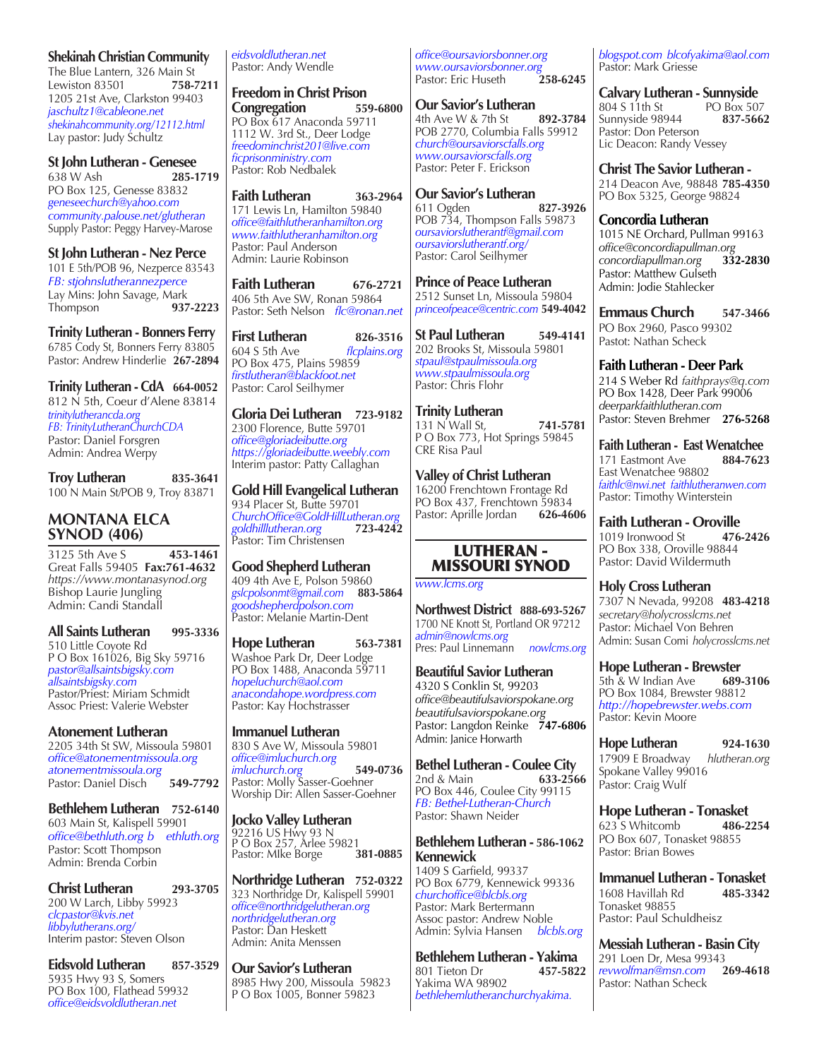**Shekinah Christian Community**
The Blue Lantern, 326 Main St
Lewiston 83501 **758-7211**
1205 21st Ave, Clarkston 99403
*jaschultz1@cableone.net*
*shekinahcommunity.org/12112.html*
Lay pastor: Judy Schultz

**St John Lutheran - Genesee**
638 W Ash **285-1719**
PO Box 125, Genesse 83832
*geneseechurch@yahoo.com*
*community.palouse.net/glutheran*
Supply Pastor: Peggy Harvey-Marose

**St John Lutheran - Nez Perce**
101 E 5th/POB 96, Nezperce 83543
*FB: stjohnslutherannezperce*
Lay Mins: John Savage, Mark Thompson **937-2223**

**Trinity Lutheran - Bonners Ferry**
6785 Cody St, Bonners Ferry 83805
Pastor: Andrew Hinderlie **267-2894**

**Trinity Lutheran - CdA 664-0052**
812 N 5th, Coeur d'Alene 83814
*trinitylutherancda.org*
*FB: TrinityLutheranChurchCDA*
Pastor: Daniel Forsgren
Admin: Andrea Werpy

**Troy Lutheran 835-3641**
100 N Main St/POB 9, Troy 83871

## MONTANA ELCA SYNOD (406)

3125 5th Ave S **453-1461**
Great Falls 59405 **Fax:761-4632**
*https://www.montanasynod.org*
Bishop Laurie Jungling
Admin: Candi Standall

**All Saints Lutheran 995-3336**
510 Little Coyote Rd
P O Box 161026, Big Sky 59716
*pastor@allsaintsbigsky.com*
*allsaintsbigsky.com*
Pastor/Priest: Miriam Schmidt
Assoc Priest: Valerie Webster

**Atonement Lutheran**
2205 34th St SW, Missoula 59801
*office@atonementmissoula.org*
*atonementmissoula.org*
Pastor: Daniel Disch **549-7792**

**Bethlehem Lutheran 752-6140**
603 Main St, Kalispell 59901
*office@bethluth.org bethluth.org*
Pastor: Scott Thompson
Admin: Brenda Corbin

**Christ Lutheran 293-3705**
200 W Larch, Libby 59923
*clcpastor@kvis.net*
*libbylutherans.org/*
Interim pastor: Steven Olson

**Eidsvold Lutheran 857-3529**
5935 Hwy 93 S, Somers
PO Box 100, Flathead 59932
*office@eidsvoldlutheran.net*
*eidsvoldlutheran.net*
Pastor: Andy Wendle

**Freedom in Christ Prison Congregation 559-6800**
PO Box 617 Anaconda 59711
1112 W. 3rd St., Deer Lodge
*freedominchrist201@live.com*
*ficprisonministry.com*
Pastor: Rob Nedbalek

**Faith Lutheran 363-2964**
171 Lewis Ln, Hamilton 59840
*office@faithlutheranhamilton.org*
*www.faithlutheranhamilton.org*
Pastor: Paul Anderson
Admin: Laurie Robinson

**Faith Lutheran 676-2721**
406 5th Ave SW, Ronan 59864
Pastor: Seth Nelson *flc@ronan.net*

**First Lutheran 826-3516**
604 S 5th Ave *flcplains.org*
PO Box 475, Plains 59859
*firstlutheran@blackfoot.net*
Pastor: Carol Seilhymer

**Gloria Dei Lutheran 723-9182**
2300 Florence, Butte 59701
*office@gloriadeibutte.org*
*https://gloriadeibutte.weebly.com*
Interim pastor: Patty Callaghan

**Gold Hill Evangelical Lutheran**
934 Placer St, Butte 59701
*ChurchOffice@GoldHillLutheran.org*
*goldhilllutheran.org* **723-4242**
Pastor: Tim Christensen

**Good Shepherd Lutheran**
409 4th Ave E, Polson 59860
*gslcpolsonmt@gmail.com* **883-5864**
*goodshepherdpolson.com*
Pastor: Melanie Martin-Dent

**Hope Lutheran 563-7381**
Washoe Park Dr, Deer Lodge
PO Box 1488, Anaconda 59711
*hopeluchurch@aol.com*
*anacondahope.wordpress.com*
Pastor: Kay Hochstrasser

**Immanuel Lutheran**
830 S Ave W, Missoula 59801
*office@imluchurch.org*
*imluchurch.org* **549-0736**
Pastor: Molly Sasser-Goehner
Worship Dir: Allen Sasser-Goehner

**Jocko Valley Lutheran**
92216 US Hwy 93 N
P O Box 257, Arlee 59821
Pastor: Mike Borge **381-0885**

**Northridge Lutheran 752-0322**
323 Northridge Dr, Kalispell 59901
*office@northridgelutheran.org*
*northridgelutheran.org*
Pastor: Dan Heskett
Admin: Anita Menssen

**Our Savior's Lutheran**
8985 Hwy 200, Missoula 59823
P O Box 1005, Bonner 59823
*office@oursaviorsbonner.org*
*www.oursaviorsbonner.org*
Pastor: Eric Huseth **258-6245**

**Our Savior's Lutheran**
4th Ave W & 7th St **892-3784**
POB 2770, Columbia Falls 59912
*church@oursaviorscfalls.org*
*www.oursaviorscfalls.org*
Pastor: Peter F. Erickson

**Our Savior's Lutheran**
611 Ogden **827-3926**
POB 734, Thompson Falls 59873
*oursaviorslutherantf@gmail.com*
*oursaviorslutherantf.org/*
Pastor: Carol Seilhymer

**Prince of Peace Lutheran**
2512 Sunset Ln, Missoula 59804
*princeofpeace@centric.com* **549-4042**

**St Paul Lutheran 549-4141**
202 Brooks St, Missoula 59801
*stpaul@stpaulmissoula.org*
*www.stpaulmissoula.org*
Pastor: Chris Flohr

**Trinity Lutheran**
131 N Wall St, **741-5781**
P O Box 773, Hot Springs 59845
CRE Risa Paul

**Valley of Christ Lutheran**
16200 Frenchtown Frontage Rd
PO Box 437, Frenchtown 59834
Pastor: Aprille Jordan **626-4606**

## LUTHERAN - MISSOURI SYNOD

*www.lcms.org*

**Northwest District 888-693-5267**
1700 NE Knott St, Portland OR 97212
*admin@nowlcms.org*
Pres: Paul Linnemann *nowlcms.org*

**Beautiful Savior Lutheran**
4320 S Conklin St, 99203
*office@beautifulsaviorspokane.org*
*beautifulsaviorspokane.org*
Pastor: Langdon Reinke **747-6806**
Admin: Janice Horwarth

**Bethel Lutheran - Coulee City**
2nd & Main **633-2566**
PO Box 446, Coulee City 99115
*FB: Bethel-Lutheran-Church*
Pastor: Shawn Neider

**Bethlehem Lutheran - Kennewick 586-1062**
1409 S Garfield, 99337
PO Box 6779, Kennewick 99336
*churchoffice@blcbls.org*
Pastor: Mark Bertermann
Assoc pastor: Andrew Noble
Admin: Sylvia Hansen *blcbls.org*

**Bethlehem Lutheran - Yakima**
801 Tieton Dr **457-5822**
Yakima WA 98902
*bethlehemlutheranchurchyakima.blogspot.com blcofyakima@aol.com*
Pastor: Mark Griesse

**Calvary Lutheran - Sunnyside**
804 S 11th St PO Box 507
Sunnyside 98944 **837-5662**
Pastor: Don Peterson
Lic Deacon: Randy Vessey

**Christ The Savior Lutheran -**
214 Deacon Ave, 98848 **785-4350**
PO Box 5325, George 98824

**Concordia Lutheran**
1015 NE Orchard, Pullman 99163
*office@concordiapullman.org*
*concordiapullman.org* **332-2830**
Pastor: Matthew Gulseth
Admin: Jodie Stahlecker

**Emmaus Church 547-3466**
PO Box 2960, Pasco 99302
Pastot: Nathan Scheck

**Faith Lutheran - Deer Park**
214 S Weber Rd *faithprays@q.com*
PO Box 1428, Deer Park 99006
*deerparkfaithlutheran.com*
Pastor: Steven Brehmer **276-5268**

**Faith Lutheran - East Wenatchee**
171 Eastmont Ave **884-7623**
East Wenatchee 98802
*faithlc@nwi.net faithlutheranwen.com*
Pastor: Timothy Winterstein

**Faith Lutheran - Oroville**
1019 Ironwood St **476-2426**
PO Box 338, Oroville 98844
Pastor: David Wildermuth

**Holy Cross Lutheran**
7307 N Nevada, 99208 **483-4218**
*secretary@holycrosslcms.net*
Pastor: Michael Von Behren
Admin: Susan Comi *holycrosslcms.net*

**Hope Lutheran - Brewster**
5th & W Indian Ave **689-3106**
PO Box 1084, Brewster 98812
*http://hopebrewster.webs.com*
Pastor: Kevin Moore

**Hope Lutheran 924-1630**
17909 E Broadway *hlutheran.org*
Spokane Valley 99016
Pastor: Craig Wulf

**Hope Lutheran - Tonasket**
623 S Whitcomb **486-2254**
PO Box 607, Tonasket 98855
Pastor: Brian Bowes

**Immanuel Lutheran - Tonasket**
1608 Havillah Rd **485-3342**
Tonasket 98855
Pastor: Paul Schuldheisz

**Messiah Lutheran - Basin City**
291 Loen Dr, Mesa 99343
*revwolfman@msn.com* **269-4618**
Pastor: Nathan Scheck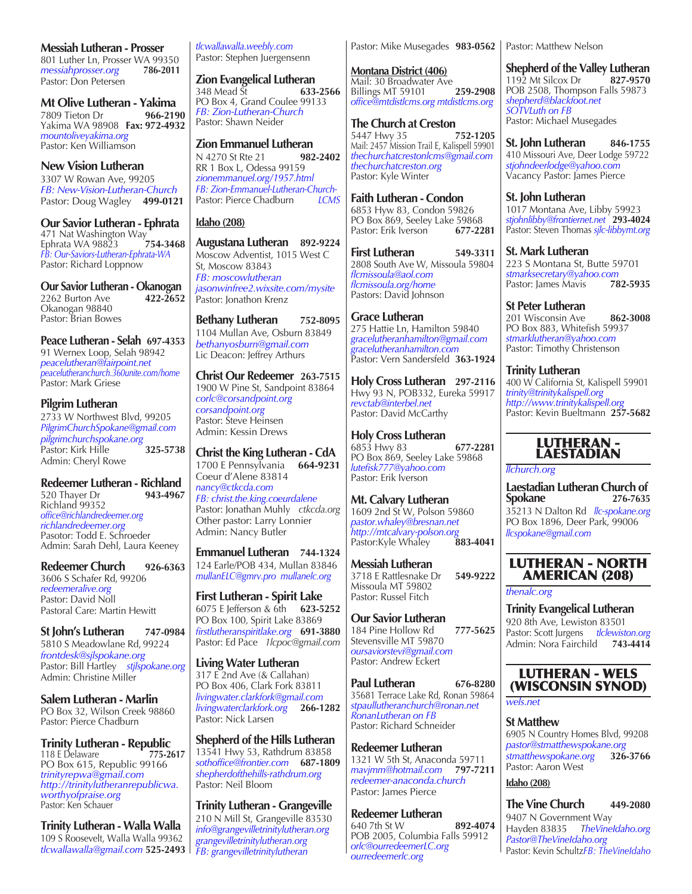**Messiah Lutheran - Prosser**
801 Luther Ln, Prosser WA 99350
*messiahprosser.org* **786-2011**
Pastor: Don Petersen

**Mt Olive Lutheran - Yakima**
7809 Tieton Dr **966-2190**
Yakima WA 98908 **Fax: 972-4932**
*mountoliveyakima.org*
Pastor: Ken Williamson

**New Vision Lutheran**
3307 W Rowan Ave, 99205
*FB: New-Vision-Lutheran-Church*
Pastor: Doug Wagley **499-0121**

**Our Savior Lutheran - Ephrata**
471 Nat Washington Way
Ephrata WA 98823 **754-3468**
*FB: Our-Saviors-Lutheran-Ephrata-WA*
Pastor: Richard Loppnow

**Our Savior Lutheran - Okanogan**
2262 Burton Ave **422-2652**
Okanogan 98840
Pastor: Brian Bowes

**Peace Lutheran - Selah** **697-4353**
91 Wernex Loop, Selah 98942
*peacelutheran@fairpoint.net*
*peacelutheranchurch.360unite.com/home*
Pastor: Mark Griese

**Pilgrim Lutheran**
2733 W Northwest Blvd, 99205
*PilgrimChurchSpokane@gmail.com*
*pilgrimchurchspokane.org*
Pastor: Kirk Hille **325-5738**
Admin: Cheryl Rowe

**Redeemer Lutheran - Richland**
520 Thayer Dr **943-4967**
Richland 99352
*office@richlandredeemer.org*
*richlandredeemer.org*
Pasotor: Todd E. Schroeder
Admin: Sarah Dehl, Laura Keeney

**Redeemer Church** **926-6363**
3606 S Schafer Rd, 99206
*redeemeralive.org*
Pastor: David Noll
Pastoral Care: Martin Hewitt

**St John's Lutheran** **747-0984**
5810 S Meadowlane Rd, 99224
*frontdesk@sjlspokane.org*
Pastor: Bill Hartley *stjlspokane.org*
Admin: Christine Miller

**Salem Lutheran - Marlin**
PO Box 32, Wilson Creek 98860
Pastor: Pierce Chadburn

**Trinity Lutheran - Republic**
118 E Delaware **775-2617**
PO Box 615, Republic 99166
*trinityrepwa@gmail.com*
*http://trinitylutheranrepublicwa.worthyofpraise.org*
Pastor: Ken Schauer

**Trinity Lutheran - Walla Walla**
109 S Roosevelt, Walla Walla 99362
*tlcwallawalla@gmail.com* **525-2493**
*tlcwallawalla.weebly.com*
Pastor: Stephen Juergensenn

**Zion Evangelical Lutheran**
348 Mead St **633-2566**
PO Box 4, Grand Coulee 99133
*FB: Zion-Lutheran-Church*
Pastor: Shawn Neider

**Zion Emmanuel Lutheran**
N 4270 St Rte 21 **982-2402**
RR 1 Box L, Odessa 99159
*zionemmanuel.org/1957.html*
*FB: Zion-Emmanuel-Lutheran-Church-*
Pastor: Pierce Chadburn *LCMS*

**Idaho (208)**

**Augustana Lutheran** **892-9224**
Moscow Adventist, 1015 West C St, Moscow 83843
*FB: moscowlutheran*
*jasonwinfree2.wixsite.com/mysite*
Pastor: Jonathon Krenz

**Bethany Lutheran** **752-8095**
1104 Mullan Ave, Osburn 83849
*bethanyosburn@gmail.com*
Lic Deacon: Jeffrey Arthurs

**Christ Our Redeemer** **263-7515**
1900 W Pine St, Sandpoint 83864
*corlc@corsandpoint.org*
*corsandpoint.org*
Pastor: Steve Heinsen
Admin: Kessin Drews

**Christ the King Lutheran - CdA**
1700 E Pennsylvania **664-9231**
Coeur d'Alene 83814
*nancy@ctkcda.com*
*FB: christ.the.king.coeurdalene*
Pastor: Jonathan Muhly *ctkcda.org*
Other pastor: Larry Lonnier
Admin: Nancy Butler

**Emmanuel Lutheran** **744-1324**
124 Earle/POB 434, Mullan 83846
*mullanELC@gmrv.pro mullanelc.org*

**First Lutheran - Spirit Lake**
6075 E Jefferson & 6th **623-5252**
PO Box 100, Spirit Lake 83869
*firstlutheranspiritlake.org* **691-3880**
Pastor: Ed Pace *1lcpoc@gmail.com*

**Living Water Lutheran**
317 E 2nd Ave (& Callahan)
PO Box 406, Clark Fork 83811
*livingwater.clarkfork@gmail.com*
*livingwaterclarkfork.org* **266-1282**
Pastor: Nick Larsen

**Shepherd of the Hills Lutheran**
13541 Hwy 53, Rathdrum 83858
*sothoffice@frontier.com* **687-1809**
*shepherdofthehills-rathdrum.org*
Pastor: Neil Bloom

**Trinity Lutheran - Grangeville**
210 N Mill St, Grangeville 83530
*info@grangevilletrinitylutheran.org*
*grangevilletrinitylutheran.org*
*FB: grangevilletrinitylutheran*
Pastor: Mike Musegades **983-0562**

**Montana District (406)**
Mail: 30 Broadwater Ave
Billings MT 59101 **259-2908**
*office@mtdistlcms.org mtdistlcms.org*

**The Church at Creston**
5447 Hwy 35 **752-1205**
Mail: 2457 Mission Trail E, Kalispell 59901
*thechurchatcrestonlcms@gmail.com*
*thechurchatcreston.org*
Pastor: Kyle Winter

**Faith Lutheran - Condon**
6853 Hyw 83, Condon 59826
PO Box 869, Seeley Lake 59868
Pastor: Erik Iverson **677-2281**

**First Lutheran** **549-3311**
2808 South Ave W, Missoula 59804
*flcmissoula@aol.com*
*flcmissoula.org/home*
Pastors: David Johnson

**Grace Lutheran**
275 Hattie Ln, Hamilton 59840
*gracelutheranhamilton@gmail.com*
*gracelutheranhamilton.com*
Pastor: Vern Sandersfeld **363-1924**

**Holy Cross Lutheran** **297-2116**
Hwy 93 N, POB332, Eureka 59917
*revctab@interbel.net*
Pastor: David McCarthy

**Holy Cross Lutheran**
6853 Hwy 83 **677-2281**
PO Box 869, Seeley Lake 59868
*lutefisk777@yahoo.com*
Pastor: Erik Iverson

**Mt. Calvary Lutheran**
1609 2nd St W, Polson 59860
*pastor.whaley@bresnan.net*
*http://mtcalvary-polson.org*
Pastor:Kyle Whaley **883-4041**

**Messiah Lutheran**
3718 E Rattlesnake Dr **549-9222**
Missoula MT 59802
Pastor: Russel Fitch

**Our Savior Lutheran**
184 Pine Hollow Rd **777-5625**
Stevensville MT 59870
*oursaviorstevi@gmail.com*
Pastor: Andrew Eckert

**Paul Lutheran** **676-8280**
35681 Terrace Lake Rd, Ronan 59864
*stpaullutheranchurch@ronan.net*
*RonanLutheran on FB*
Pastor: Richard Schneider

**Redeemer Lutheran**
1321 W 5th St, Anaconda 59711
*mavjmm@hotmail.com* **797-7211**
*redeemer-anaconda.church*
Pastor: James Pierce

**Redeemer Lutheran**
640 7th St W **892-4074**
POB 2005, Columbia Falls 59912
*orlc@ourredeemerLC.org*
*ourredeemerlc.org*
Pastor: Matthew Nelson

**Shepherd of the Valley Lutheran**
1192 Mt Silcox Dr **827-9570**
POB 2508, Thompson Falls 59873
*shepherd@blackfoot.net*
*SOTVLuth on FB*
Pastor: Michael Musegades

**St. John Lutheran** **846-1755**
410 Missouri Ave, Deer Lodge 59722
*stjohndeerlodge@yahoo.com*
Vacancy Pastor: James Pierce

**St. John Lutheran**
1017 Montana Ave, Libby 59923
*stjohnlibby@frontiernet.net* **293-4024**
Pastor: Steven Thomas *sjlc-libbymt.org*

**St. Mark Lutheran**
223 S Montana St, Butte 59701
*stmarksecretary@yahoo.com*
Pastor: James Mavis **782-5935**

**St Peter Lutheran**
201 Wisconsin Ave **862-3008**
PO Box 883, Whitefish 59937
*stmarklutheran@yahoo.com*
Pastor: Timothy Christenson

**Trinity Lutheran**
400 W California St, Kalispell 59901
*trinity@trinitykalispell.org*
*http://www.trinitykalispell.org*
Pastor: Kevin Bueltmann **257-5682**

## LUTHERAN - LAESTADIAN

*llchurch.org*

**Laestadian Lutheran Church of Spokane** **276-7635**
35213 N Dalton Rd *llc-spokane.org*
PO Box 1896, Deer Park, 99006
*llcspokane@gmail.com*

## LUTHERAN - NORTH AMERICAN (208)

*thenalc.org*

**Trinity Evangelical Lutheran**
920 8th Ave, Lewiston 83501
Pastor: Scott Jurgens *tlclewiston.org*
Admin: Nora Fairchild **743-4414**

## LUTHERAN - WELS (WISCONSIN SYNOD)

*wels.net*

**St Matthew**
6905 N Country Homes Blvd, 99208
*pastor@stmatthewspokane.org*
*stmatthewspokane.org* **326-3766**
Pastor: Aaron West

**Idaho (208)**

**The Vine Church** **449-2080**
9407 N Government Way
Hayden 83835 *TheVineIdaho.org*
*Pastor@TheVineIdaho.org*
Pastor: Kevin Schultz *FB: TheVineIdaho*